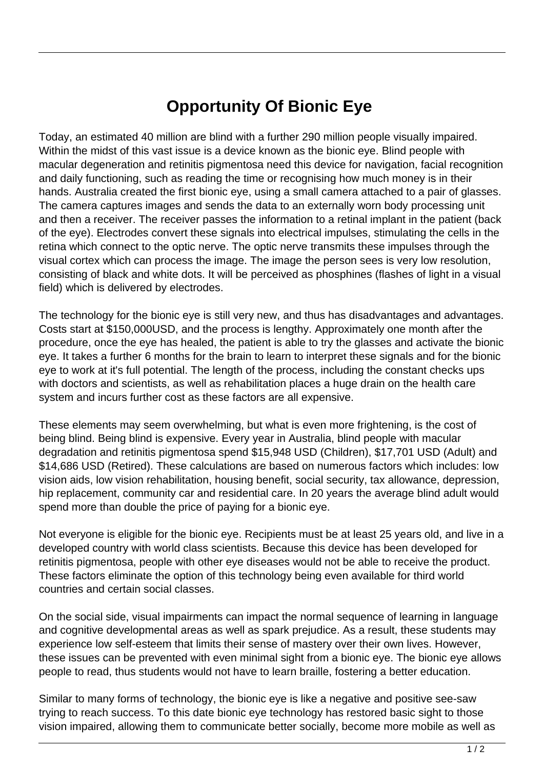# Opportunity Of Bionic Eye

Today, an estimated 40 million are blind with a further 290 million people visually impaired. Within the midst of this vast issue is a device known as the bionic eye. Blind people with macular degeneration and retinitis pigmentosa need this device for navigation, facial recognition and daily functioning, such as reading the time or recognising how much money is in their hands. Australia created the first bionic eye, using a small camera attached to a pair of glasses. The camera captures images and sends the data to an externally worn body processing unit and then a receiver. The receiver passes the information to a retinal implant in the patient (back of the eye). Electrodes convert these signals into electrical impulses, stimulating the cells in the retina which connect to the optic nerve. The optic nerve transmits these impulses through the visual cortex which can process the image. The image the person sees is very low resolution, consisting of black and white dots. It will be perceived as phosphines (flashes of light in a visual field) which is delivered by electrodes.

The technology for the bionic eye is still very new, and thus has disadvantages and advantages. Costs start at $150,000USD, and the process is lengthy. Approximately one month after the procedure, once the eye has healed, the patient is able to try the glasses and activate the bionic eye. It takes a further 6 months for the brain to learn to interpret these signals and for the bionic eye to work at it's full potential. The length of the process, including the constant checks ups with doctors and scientists, as well as rehabilitation places a huge drain on the health care system and incurs further cost as these factors are all expensive.

These elements may seem overwhelming, but what is even more frightening, is the cost of being blind. Being blind is expensive. Every year in Australia, blind people with macular degradation and retinitis pigmentosa spend $15,948 USD (Children), $17,701 USD (Adult) and $14,686 USD (Retired). These calculations are based on numerous factors which includes: low vision aids, low vision rehabilitation, housing benefit, social security, tax allowance, depression, hip replacement, community car and residential care. In 20 years the average blind adult would spend more than double the price of paying for a bionic eye.

Not everyone is eligible for the bionic eye. Recipients must be at least 25 years old, and live in a developed country with world class scientists. Because this device has been developed for retinitis pigmentosa, people with other eye diseases would not be able to receive the product. These factors eliminate the option of this technology being even available for third world countries and certain social classes.

On the social side, visual impairments can impact the normal sequence of learning in language and cognitive developmental areas as well as spark prejudice. As a result, these students may experience low self-esteem that limits their sense of mastery over their own lives. However, these issues can be prevented with even minimal sight from a bionic eye. The bionic eye allows people to read, thus students would not have to learn braille, fostering a better education.

Similar to many forms of technology, the bionic eye is like a negative and positive see-saw trying to reach success. To this date bionic eye technology has restored basic sight to those vision impaired, allowing them to communicate better socially, become more mobile as well as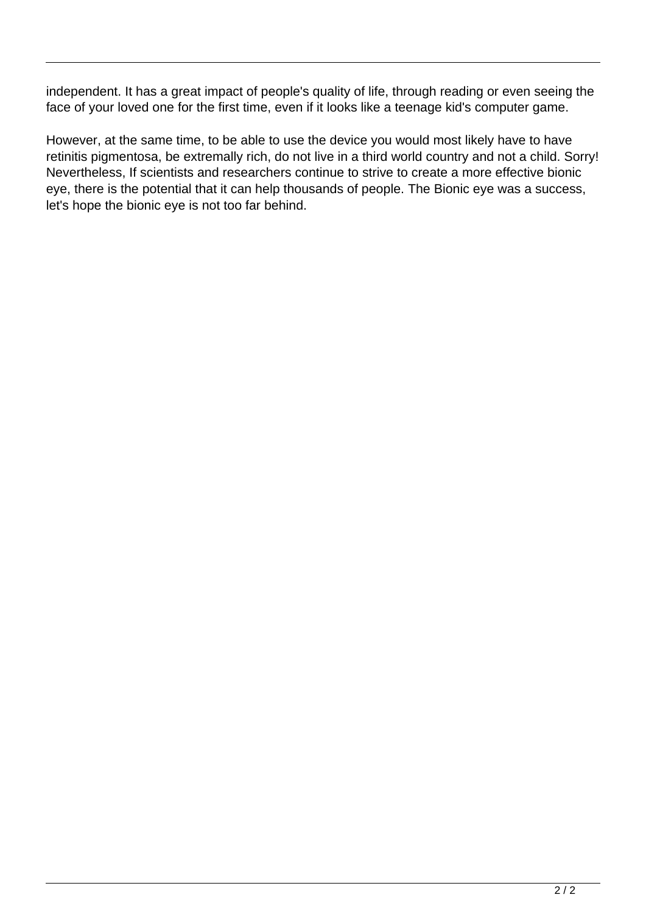independent. It has a great impact of people's quality of life, through reading or even seeing the face of your loved one for the first time, even if it looks like a teenage kid's computer game.

However, at the same time, to be able to use the device you would most likely have to have retinitis pigmentosa, be extremally rich, do not live in a third world country and not a child. Sorry! Nevertheless, If scientists and researchers continue to strive to create a more effective bionic eye, there is the potential that it can help thousands of people. The Bionic eye was a success, let's hope the bionic eye is not too far behind.